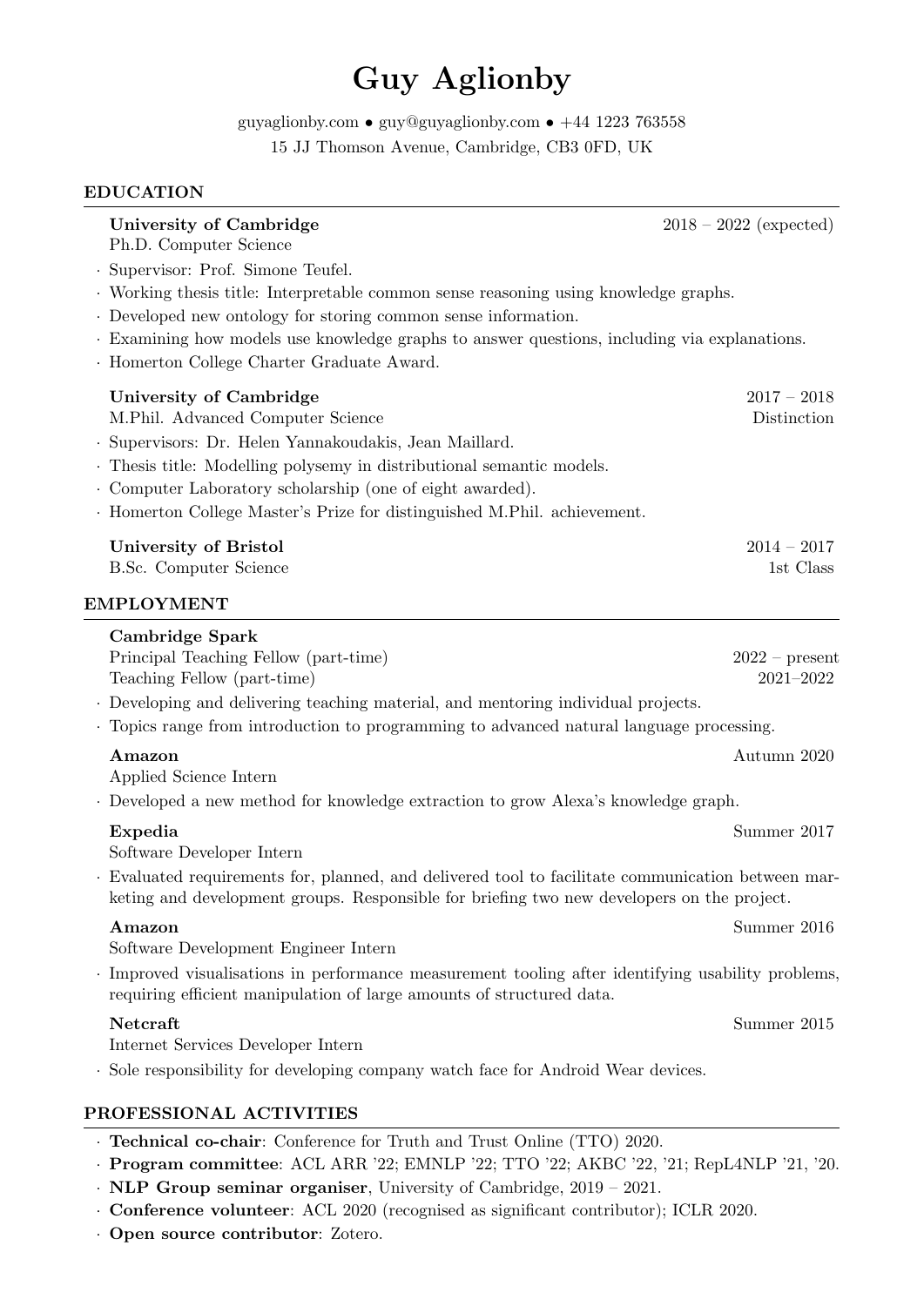# Guy Aglionby

guyaglionby.com • guy@guyaglionby.com • +44 1223 763558
15 JJ Thomson Avenue, Cambridge, CB3 0FD, UK

## EDUCATION

**University of Cambridge** — 2018 – 2022 (expected)
Ph.D. Computer Science

- Supervisor: Prof. Simone Teufel.
- Working thesis title: Interpretable common sense reasoning using knowledge graphs.
- Developed new ontology for storing common sense information.
- Examining how models use knowledge graphs to answer questions, including via explanations.
- Homerton College Charter Graduate Award.

**University of Cambridge** — 2017 – 2018
M.Phil. Advanced Computer Science — Distinction

- Supervisors: Dr. Helen Yannakoudakis, Jean Maillard.
- Thesis title: Modelling polysemy in distributional semantic models.
- Computer Laboratory scholarship (one of eight awarded).
- Homerton College Master's Prize for distinguished M.Phil. achievement.

**University of Bristol** — 2014 – 2017
B.Sc. Computer Science — 1st Class

## EMPLOYMENT

**Cambridge Spark**
Principal Teaching Fellow (part-time) — 2022 – present
Teaching Fellow (part-time) — 2021–2022

- Developing and delivering teaching material, and mentoring individual projects.
- Topics range from introduction to programming to advanced natural language processing.

**Amazon** — Autumn 2020
Applied Science Intern

- Developed a new method for knowledge extraction to grow Alexa's knowledge graph.

**Expedia** — Summer 2017
Software Developer Intern

- Evaluated requirements for, planned, and delivered tool to facilitate communication between marketing and development groups. Responsible for briefing two new developers on the project.

**Amazon** — Summer 2016
Software Development Engineer Intern

- Improved visualisations in performance measurement tooling after identifying usability problems, requiring efficient manipulation of large amounts of structured data.

**Netcraft** — Summer 2015
Internet Services Developer Intern

- Sole responsibility for developing company watch face for Android Wear devices.

## PROFESSIONAL ACTIVITIES

- **Technical co-chair**: Conference for Truth and Trust Online (TTO) 2020.
- **Program committee**: ACL ARR '22; EMNLP '22; TTO '22; AKBC '22, '21; RepL4NLP '21, '20.
- **NLP Group seminar organiser**, University of Cambridge, 2019 – 2021.
- **Conference volunteer**: ACL 2020 (recognised as significant contributor); ICLR 2020.
- **Open source contributor**: Zotero.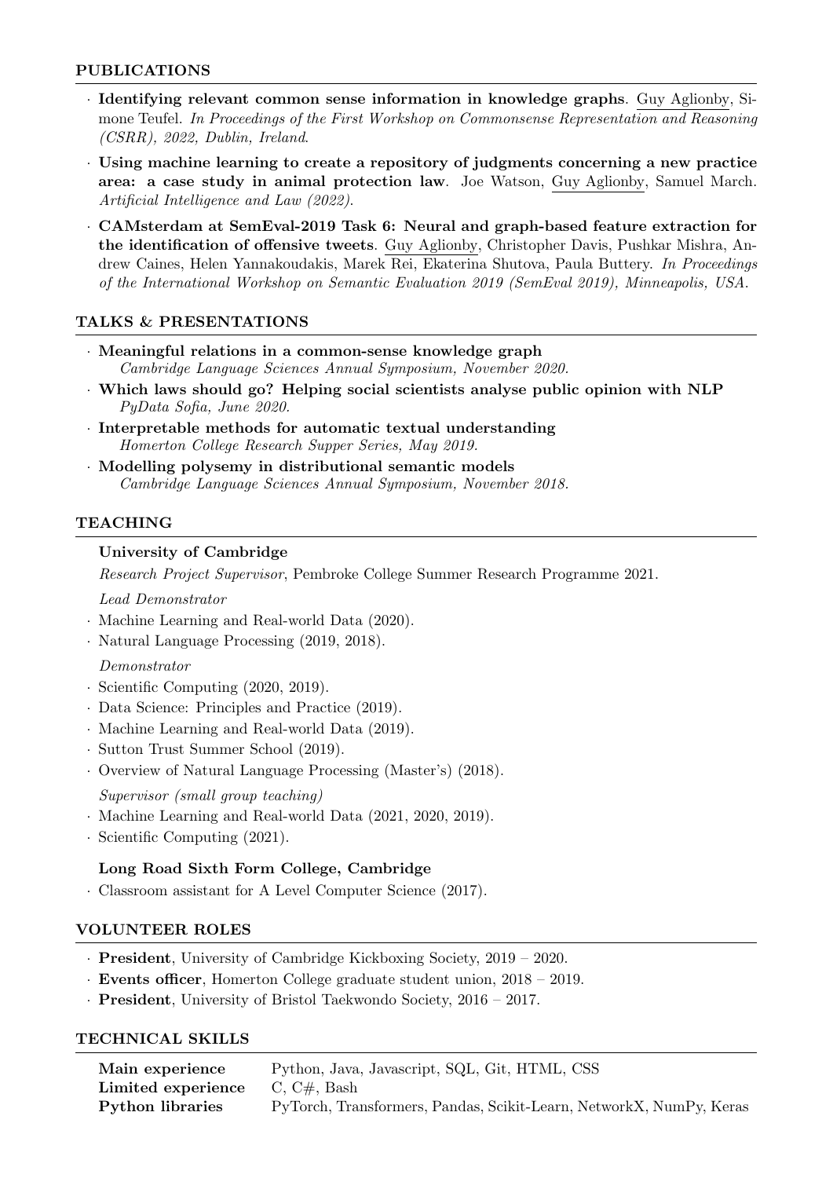## PUBLICATIONS

- **Identifying relevant common sense information in knowledge graphs**. Guy Aglionby, Simone Teufel. *In Proceedings of the First Workshop on Commonsense Representation and Reasoning (CSRR), 2022, Dublin, Ireland*.
- **Using machine learning to create a repository of judgments concerning a new practice area: a case study in animal protection law**. Joe Watson, Guy Aglionby, Samuel March. *Artificial Intelligence and Law (2022).*
- **CAMsterdam at SemEval-2019 Task 6: Neural and graph-based feature extraction for the identification of offensive tweets**. Guy Aglionby, Christopher Davis, Pushkar Mishra, Andrew Caines, Helen Yannakoudakis, Marek Rei, Ekaterina Shutova, Paula Buttery. *In Proceedings of the International Workshop on Semantic Evaluation 2019 (SemEval 2019), Minneapolis, USA*.

## TALKS & PRESENTATIONS

- **Meaningful relations in a common-sense knowledge graph**
  *Cambridge Language Sciences Annual Symposium, November 2020.*
- **Which laws should go? Helping social scientists analyse public opinion with NLP**
  *PyData Sofia, June 2020.*
- **Interpretable methods for automatic textual understanding**
  *Homerton College Research Supper Series, May 2019.*
- **Modelling polysemy in distributional semantic models**
  *Cambridge Language Sciences Annual Symposium, November 2018.*

## TEACHING

**University of Cambridge**

*Research Project Supervisor*, Pembroke College Summer Research Programme 2021.

*Lead Demonstrator*

- Machine Learning and Real-world Data (2020).
- Natural Language Processing (2019, 2018).

*Demonstrator*

- Scientific Computing (2020, 2019).
- Data Science: Principles and Practice (2019).
- Machine Learning and Real-world Data (2019).
- Sutton Trust Summer School (2019).
- Overview of Natural Language Processing (Master's) (2018).

*Supervisor (small group teaching)*

- Machine Learning and Real-world Data (2021, 2020, 2019).
- Scientific Computing (2021).

**Long Road Sixth Form College, Cambridge**

- Classroom assistant for A Level Computer Science (2017).

## VOLUNTEER ROLES

- **President**, University of Cambridge Kickboxing Society, 2019 – 2020.
- **Events officer**, Homerton College graduate student union, 2018 – 2019.
- **President**, University of Bristol Taekwondo Society, 2016 – 2017.

## TECHNICAL SKILLS

| | |
|---|---|
| **Main experience** | Python, Java, Javascript, SQL, Git, HTML, CSS |
| **Limited experience** | C, C#, Bash |
| **Python libraries** | PyTorch, Transformers, Pandas, Scikit-Learn, NetworkX, NumPy, Keras |